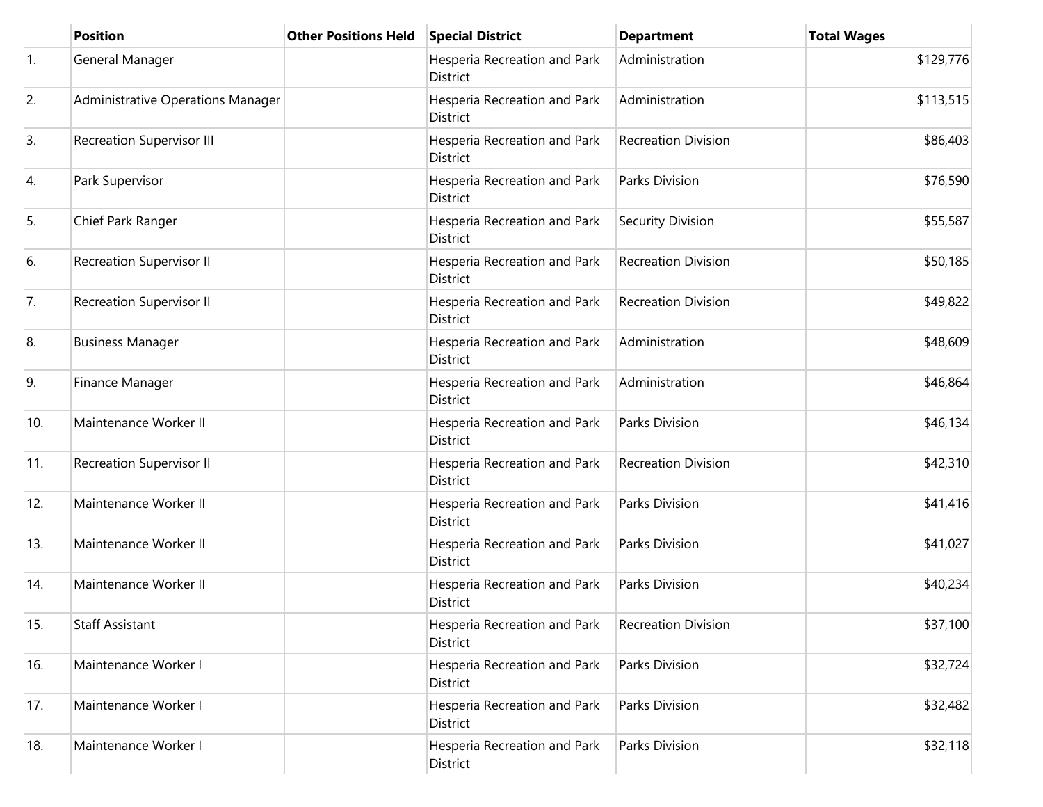| | Position | Other Positions Held | Special District | Department | Total Wages |
|---|---|---|---|---|---|
| 1. | General Manager | | Hesperia Recreation and Park District | Administration | $129,776 |
| 2. | Administrative Operations Manager | | Hesperia Recreation and Park District | Administration | $113,515 |
| 3. | Recreation Supervisor III | | Hesperia Recreation and Park District | Recreation Division | $86,403 |
| 4. | Park Supervisor | | Hesperia Recreation and Park District | Parks Division | $76,590 |
| 5. | Chief Park Ranger | | Hesperia Recreation and Park District | Security Division | $55,587 |
| 6. | Recreation Supervisor II | | Hesperia Recreation and Park District | Recreation Division | $50,185 |
| 7. | Recreation Supervisor II | | Hesperia Recreation and Park District | Recreation Division | $49,822 |
| 8. | Business Manager | | Hesperia Recreation and Park District | Administration | $48,609 |
| 9. | Finance Manager | | Hesperia Recreation and Park District | Administration | $46,864 |
| 10. | Maintenance Worker II | | Hesperia Recreation and Park District | Parks Division | $46,134 |
| 11. | Recreation Supervisor II | | Hesperia Recreation and Park District | Recreation Division | $42,310 |
| 12. | Maintenance Worker II | | Hesperia Recreation and Park District | Parks Division | $41,416 |
| 13. | Maintenance Worker II | | Hesperia Recreation and Park District | Parks Division | $41,027 |
| 14. | Maintenance Worker II | | Hesperia Recreation and Park District | Parks Division | $40,234 |
| 15. | Staff Assistant | | Hesperia Recreation and Park District | Recreation Division | $37,100 |
| 16. | Maintenance Worker I | | Hesperia Recreation and Park District | Parks Division | $32,724 |
| 17. | Maintenance Worker I | | Hesperia Recreation and Park District | Parks Division | $32,482 |
| 18. | Maintenance Worker I | | Hesperia Recreation and Park District | Parks Division | $32,118 |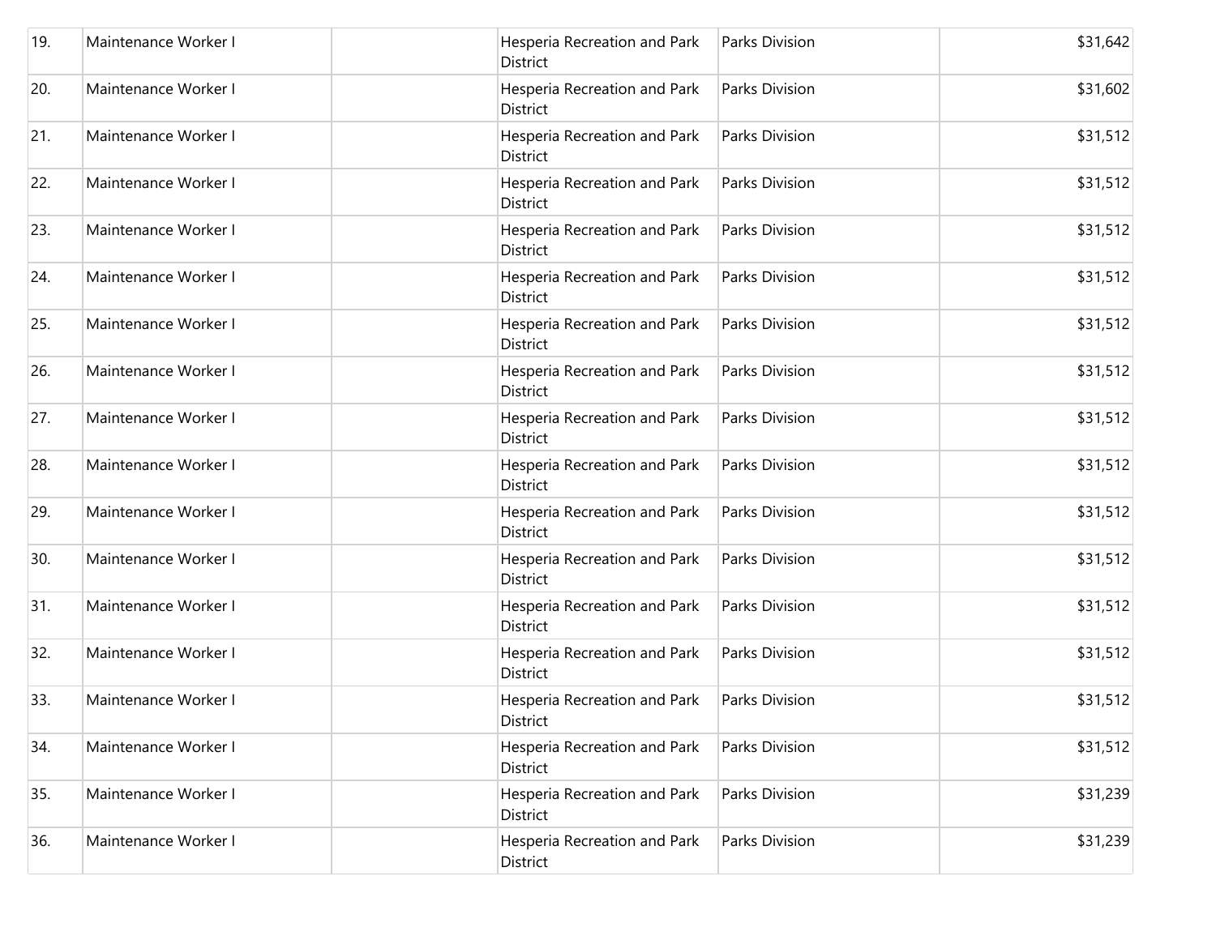| | | | | | |
|---|---|---|---|---|---|
| 19. | Maintenance Worker I | | Hesperia Recreation and Park District | Parks Division | $31,642 |
| 20. | Maintenance Worker I | | Hesperia Recreation and Park District | Parks Division | $31,602 |
| 21. | Maintenance Worker I | | Hesperia Recreation and Park District | Parks Division | $31,512 |
| 22. | Maintenance Worker I | | Hesperia Recreation and Park District | Parks Division | $31,512 |
| 23. | Maintenance Worker I | | Hesperia Recreation and Park District | Parks Division | $31,512 |
| 24. | Maintenance Worker I | | Hesperia Recreation and Park District | Parks Division | $31,512 |
| 25. | Maintenance Worker I | | Hesperia Recreation and Park District | Parks Division | $31,512 |
| 26. | Maintenance Worker I | | Hesperia Recreation and Park District | Parks Division | $31,512 |
| 27. | Maintenance Worker I | | Hesperia Recreation and Park District | Parks Division | $31,512 |
| 28. | Maintenance Worker I | | Hesperia Recreation and Park District | Parks Division | $31,512 |
| 29. | Maintenance Worker I | | Hesperia Recreation and Park District | Parks Division | $31,512 |
| 30. | Maintenance Worker I | | Hesperia Recreation and Park District | Parks Division | $31,512 |
| 31. | Maintenance Worker I | | Hesperia Recreation and Park District | Parks Division | $31,512 |
| 32. | Maintenance Worker I | | Hesperia Recreation and Park District | Parks Division | $31,512 |
| 33. | Maintenance Worker I | | Hesperia Recreation and Park District | Parks Division | $31,512 |
| 34. | Maintenance Worker I | | Hesperia Recreation and Park District | Parks Division | $31,512 |
| 35. | Maintenance Worker I | | Hesperia Recreation and Park District | Parks Division | $31,239 |
| 36. | Maintenance Worker I | | Hesperia Recreation and Park District | Parks Division | $31,239 |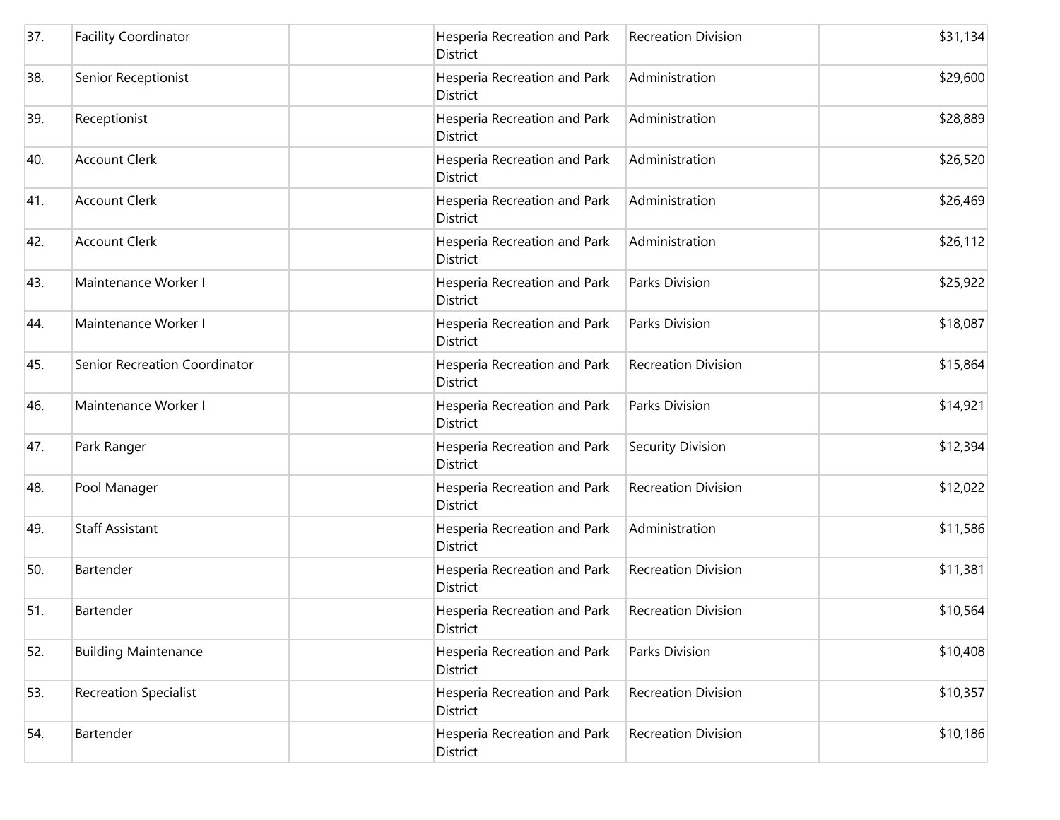| 37. | Facility Coordinator | | Hesperia Recreation and Park District | Recreation Division | $31,134 |
|---|---|---|---|---|---|
| 38. | Senior Receptionist | | Hesperia Recreation and Park District | Administration | $29,600 |
| 39. | Receptionist | | Hesperia Recreation and Park District | Administration | $28,889 |
| 40. | Account Clerk | | Hesperia Recreation and Park District | Administration | $26,520 |
| 41. | Account Clerk | | Hesperia Recreation and Park District | Administration | $26,469 |
| 42. | Account Clerk | | Hesperia Recreation and Park District | Administration | $26,112 |
| 43. | Maintenance Worker I | | Hesperia Recreation and Park District | Parks Division | $25,922 |
| 44. | Maintenance Worker I | | Hesperia Recreation and Park District | Parks Division | $18,087 |
| 45. | Senior Recreation Coordinator | | Hesperia Recreation and Park District | Recreation Division | $15,864 |
| 46. | Maintenance Worker I | | Hesperia Recreation and Park District | Parks Division | $14,921 |
| 47. | Park Ranger | | Hesperia Recreation and Park District | Security Division | $12,394 |
| 48. | Pool Manager | | Hesperia Recreation and Park District | Recreation Division | $12,022 |
| 49. | Staff Assistant | | Hesperia Recreation and Park District | Administration | $11,586 |
| 50. | Bartender | | Hesperia Recreation and Park District | Recreation Division | $11,381 |
| 51. | Bartender | | Hesperia Recreation and Park District | Recreation Division | $10,564 |
| 52. | Building Maintenance | | Hesperia Recreation and Park District | Parks Division | $10,408 |
| 53. | Recreation Specialist | | Hesperia Recreation and Park District | Recreation Division | $10,357 |
| 54. | Bartender | | Hesperia Recreation and Park District | Recreation Division | $10,186 |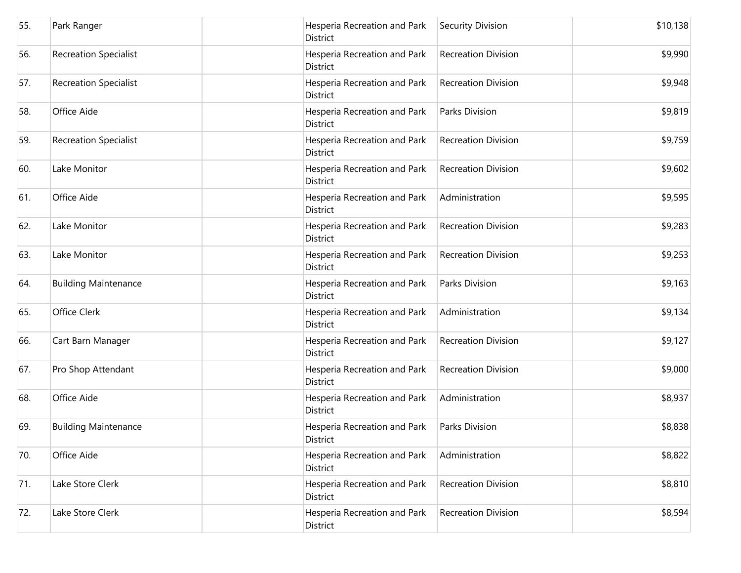| | | | | | |
|---|---|---|---|---|---|
| 55. | Park Ranger | | Hesperia Recreation and Park District | Security Division | $10,138 |
| 56. | Recreation Specialist | | Hesperia Recreation and Park District | Recreation Division | $9,990 |
| 57. | Recreation Specialist | | Hesperia Recreation and Park District | Recreation Division | $9,948 |
| 58. | Office Aide | | Hesperia Recreation and Park District | Parks Division | $9,819 |
| 59. | Recreation Specialist | | Hesperia Recreation and Park District | Recreation Division | $9,759 |
| 60. | Lake Monitor | | Hesperia Recreation and Park District | Recreation Division | $9,602 |
| 61. | Office Aide | | Hesperia Recreation and Park District | Administration | $9,595 |
| 62. | Lake Monitor | | Hesperia Recreation and Park District | Recreation Division | $9,283 |
| 63. | Lake Monitor | | Hesperia Recreation and Park District | Recreation Division | $9,253 |
| 64. | Building Maintenance | | Hesperia Recreation and Park District | Parks Division | $9,163 |
| 65. | Office Clerk | | Hesperia Recreation and Park District | Administration | $9,134 |
| 66. | Cart Barn Manager | | Hesperia Recreation and Park District | Recreation Division | $9,127 |
| 67. | Pro Shop Attendant | | Hesperia Recreation and Park District | Recreation Division | $9,000 |
| 68. | Office Aide | | Hesperia Recreation and Park District | Administration | $8,937 |
| 69. | Building Maintenance | | Hesperia Recreation and Park District | Parks Division | $8,838 |
| 70. | Office Aide | | Hesperia Recreation and Park District | Administration | $8,822 |
| 71. | Lake Store Clerk | | Hesperia Recreation and Park District | Recreation Division | $8,810 |
| 72. | Lake Store Clerk | | Hesperia Recreation and Park District | Recreation Division | $8,594 |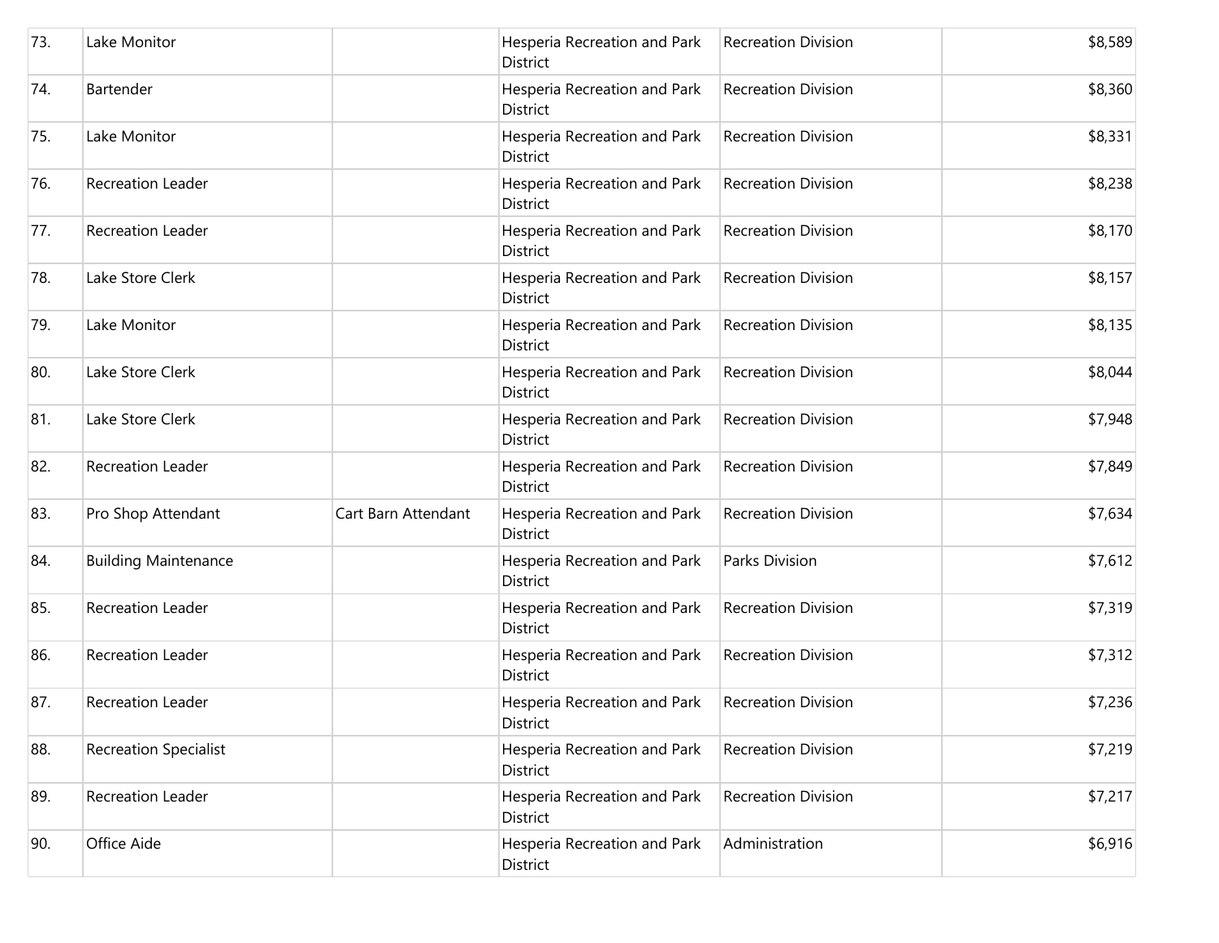| | | | | | |
|---|---|---|---|---|---|
| 73. | Lake Monitor | | Hesperia Recreation and Park District | Recreation Division | $8,589 |
| 74. | Bartender | | Hesperia Recreation and Park District | Recreation Division | $8,360 |
| 75. | Lake Monitor | | Hesperia Recreation and Park District | Recreation Division | $8,331 |
| 76. | Recreation Leader | | Hesperia Recreation and Park District | Recreation Division | $8,238 |
| 77. | Recreation Leader | | Hesperia Recreation and Park District | Recreation Division | $8,170 |
| 78. | Lake Store Clerk | | Hesperia Recreation and Park District | Recreation Division | $8,157 |
| 79. | Lake Monitor | | Hesperia Recreation and Park District | Recreation Division | $8,135 |
| 80. | Lake Store Clerk | | Hesperia Recreation and Park District | Recreation Division | $8,044 |
| 81. | Lake Store Clerk | | Hesperia Recreation and Park District | Recreation Division | $7,948 |
| 82. | Recreation Leader | | Hesperia Recreation and Park District | Recreation Division | $7,849 |
| 83. | Pro Shop Attendant | Cart Barn Attendant | Hesperia Recreation and Park District | Recreation Division | $7,634 |
| 84. | Building Maintenance | | Hesperia Recreation and Park District | Parks Division | $7,612 |
| 85. | Recreation Leader | | Hesperia Recreation and Park District | Recreation Division | $7,319 |
| 86. | Recreation Leader | | Hesperia Recreation and Park District | Recreation Division | $7,312 |
| 87. | Recreation Leader | | Hesperia Recreation and Park District | Recreation Division | $7,236 |
| 88. | Recreation Specialist | | Hesperia Recreation and Park District | Recreation Division | $7,219 |
| 89. | Recreation Leader | | Hesperia Recreation and Park District | Recreation Division | $7,217 |
| 90. | Office Aide | | Hesperia Recreation and Park District | Administration | $6,916 |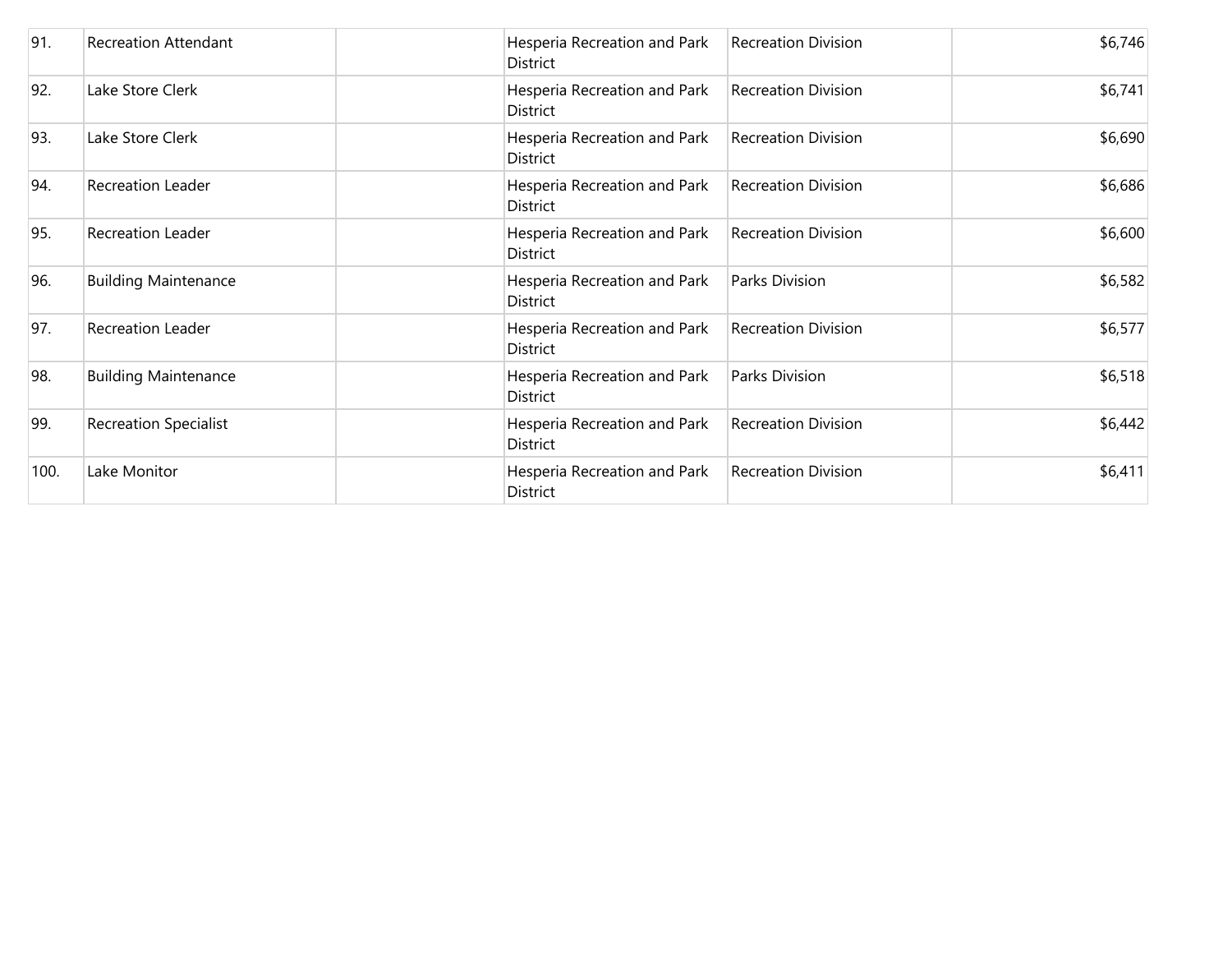| | | | | | |
|---|---|---|---|---|---|
| 91. | Recreation Attendant | | Hesperia Recreation and Park District | Recreation Division | $6,746 |
| 92. | Lake Store Clerk | | Hesperia Recreation and Park District | Recreation Division | $6,741 |
| 93. | Lake Store Clerk | | Hesperia Recreation and Park District | Recreation Division | $6,690 |
| 94. | Recreation Leader | | Hesperia Recreation and Park District | Recreation Division | $6,686 |
| 95. | Recreation Leader | | Hesperia Recreation and Park District | Recreation Division | $6,600 |
| 96. | Building Maintenance | | Hesperia Recreation and Park District | Parks Division | $6,582 |
| 97. | Recreation Leader | | Hesperia Recreation and Park District | Recreation Division | $6,577 |
| 98. | Building Maintenance | | Hesperia Recreation and Park District | Parks Division | $6,518 |
| 99. | Recreation Specialist | | Hesperia Recreation and Park District | Recreation Division | $6,442 |
| 100. | Lake Monitor | | Hesperia Recreation and Park District | Recreation Division | $6,411 |